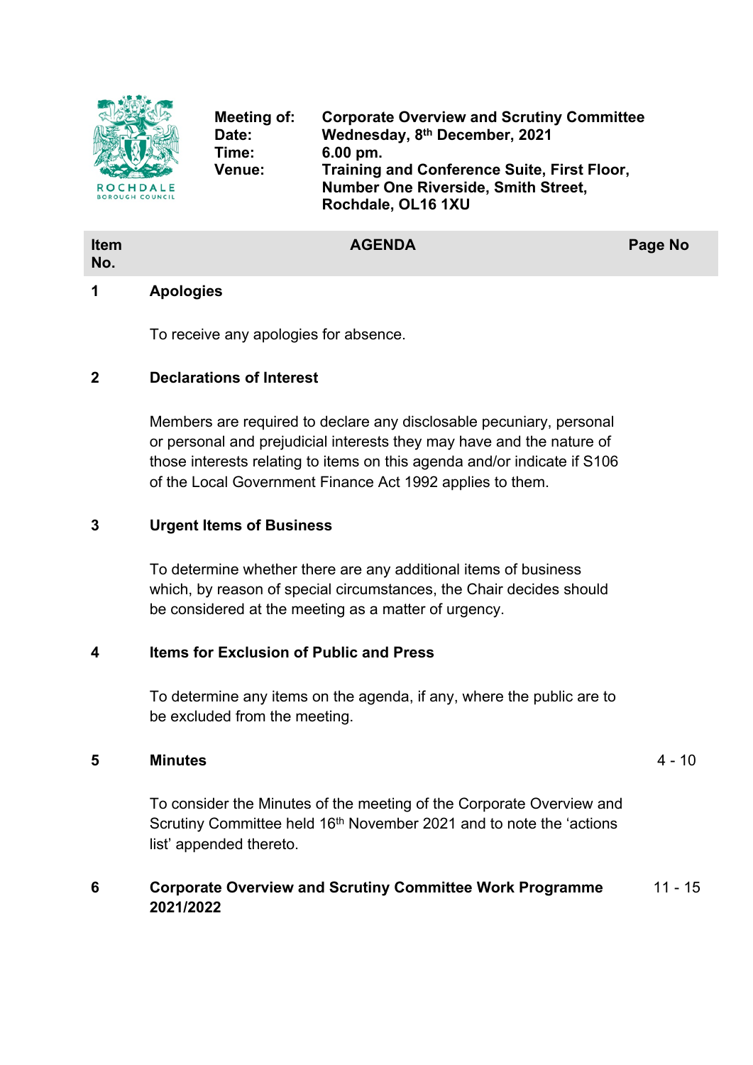ROCHDALE BOROUGH COUNCIL

| | |
|---|---|
| **Meeting of:** | **Corporate Overview and Scrutiny Committee** |
| **Date:** | **Wednesday, 8th December, 2021** |
| **Time:** | **6.00 pm.** |
| **Venue:** | **Training and Conference Suite, First Floor, Number One Riverside, Smith Street, Rochdale, OL16 1XU** |

| Item No. | AGENDA | Page No |
|---|---|---|
| **1** | **Apologies**<br><br>To receive any apologies for absence. | |
| **2** | **Declarations of Interest**<br><br>Members are required to declare any disclosable pecuniary, personal or personal and prejudicial interests they may have and the nature of those interests relating to items on this agenda and/or indicate if S106 of the Local Government Finance Act 1992 applies to them. | |
| **3** | **Urgent Items of Business**<br><br>To determine whether there are any additional items of business which, by reason of special circumstances, the Chair decides should be considered at the meeting as a matter of urgency. | |
| **4** | **Items for Exclusion of Public and Press**<br><br>To determine any items on the agenda, if any, where the public are to be excluded from the meeting. | |
| **5** | **Minutes**<br><br>To consider the Minutes of the meeting of the Corporate Overview and Scrutiny Committee held 16th November 2021 and to note the 'actions list' appended thereto. | 4 - 10 |
| **6** | **Corporate Overview and Scrutiny Committee Work Programme 2021/2022** | 11 - 15 |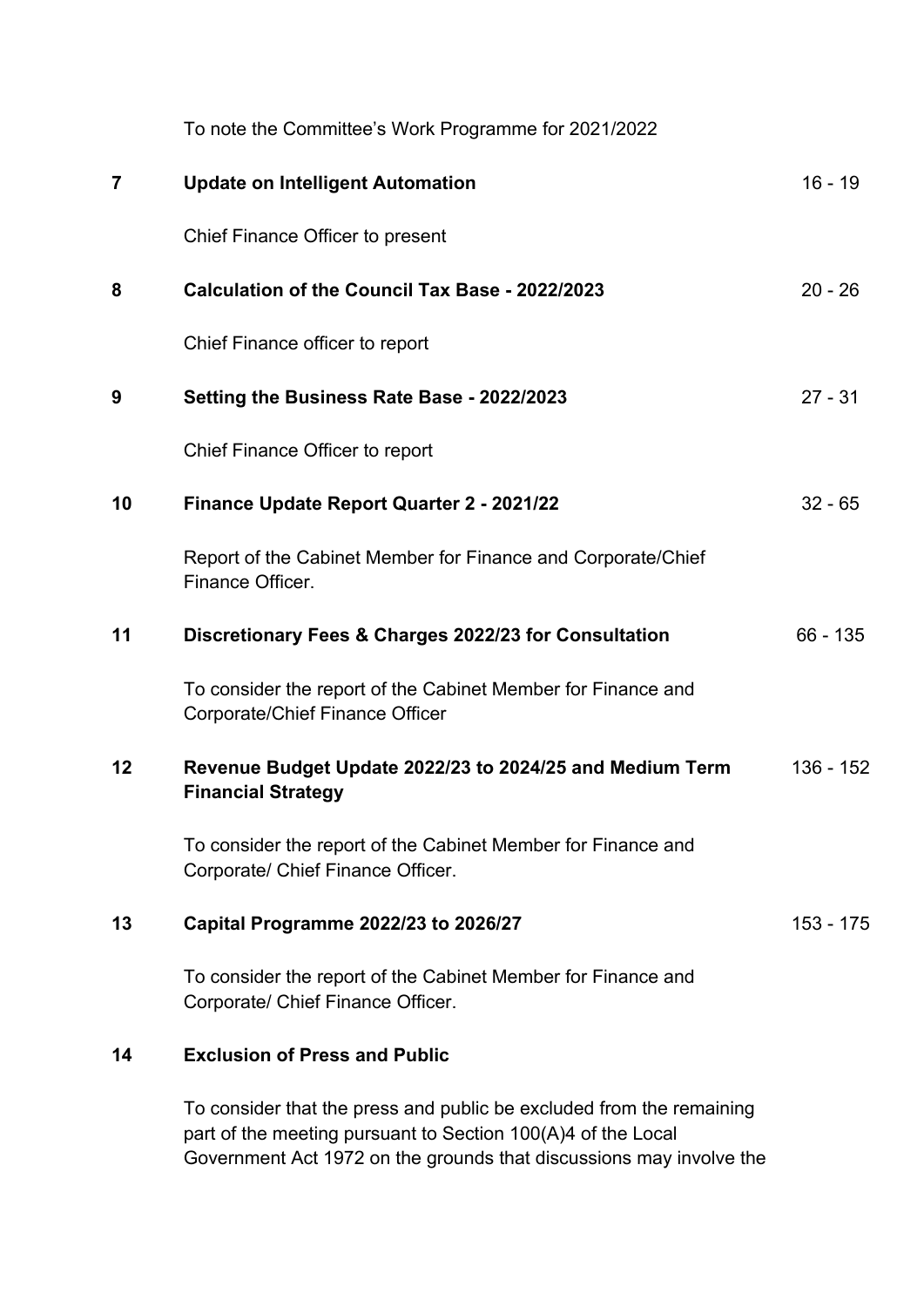To note the Committee’s Work Programme for 2021/2022

| | | |
|---|---|---|
| **7** | **Update on Intelligent Automation** | 16 - 19 |
| | Chief Finance Officer to present | |
| **8** | **Calculation of the Council Tax Base - 2022/2023** | 20 - 26 |
| | Chief Finance officer to report | |
| **9** | **Setting the Business Rate Base - 2022/2023** | 27 - 31 |
| | Chief Finance Officer to report | |
| **10** | **Finance Update Report Quarter 2 - 2021/22** | 32 - 65 |
| | Report of the Cabinet Member for Finance and Corporate/Chief Finance Officer. | |
| **11** | **Discretionary Fees & Charges 2022/23 for Consultation** | 66 - 135 |
| | To consider the report of the Cabinet Member for Finance and Corporate/Chief Finance Officer | |
| **12** | **Revenue Budget Update 2022/23 to 2024/25 and Medium Term Financial Strategy** | 136 - 152 |
| | To consider the report of the Cabinet Member for Finance and Corporate/ Chief Finance Officer. | |
| **13** | **Capital Programme 2022/23 to 2026/27** | 153 - 175 |
| | To consider the report of the Cabinet Member for Finance and Corporate/ Chief Finance Officer. | |
| **14** | **Exclusion of Press and Public** | |
| | To consider that the press and public be excluded from the remaining part of the meeting pursuant to Section 100(A)4 of the Local Government Act 1972 on the grounds that discussions may involve the | |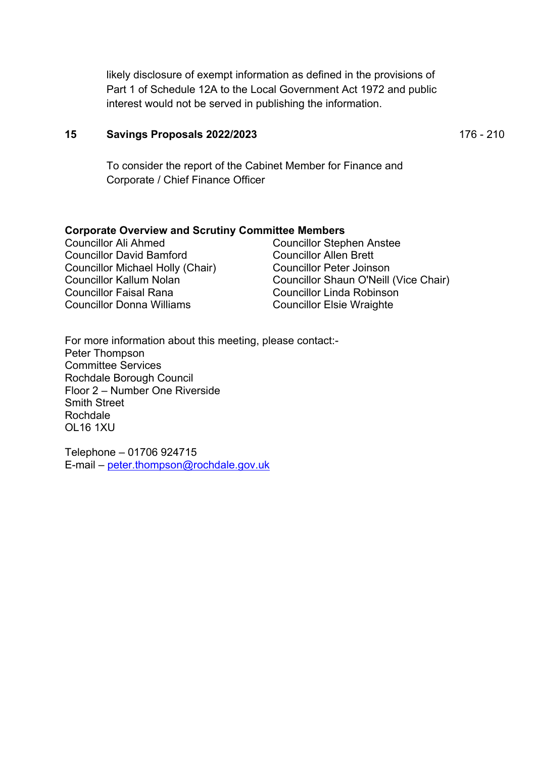likely disclosure of exempt information as defined in the provisions of Part 1 of Schedule 12A to the Local Government Act 1972 and public interest would not be served in publishing the information.

**15 Savings Proposals 2022/2023** 176 - 210

To consider the report of the Cabinet Member for Finance and Corporate / Chief Finance Officer

**Corporate Overview and Scrutiny Committee Members**

| | |
|---|---|
| Councillor Ali Ahmed | Councillor Stephen Anstee |
| Councillor David Bamford | Councillor Allen Brett |
| Councillor Michael Holly (Chair) | Councillor Peter Joinson |
| Councillor Kallum Nolan | Councillor Shaun O'Neill (Vice Chair) |
| Councillor Faisal Rana | Councillor Linda Robinson |
| Councillor Donna Williams | Councillor Elsie Wraighte |

For more information about this meeting, please contact:-
Peter Thompson
Committee Services
Rochdale Borough Council
Floor 2 – Number One Riverside
Smith Street
Rochdale
OL16 1XU

Telephone – 01706 924715
E-mail – peter.thompson@rochdale.gov.uk